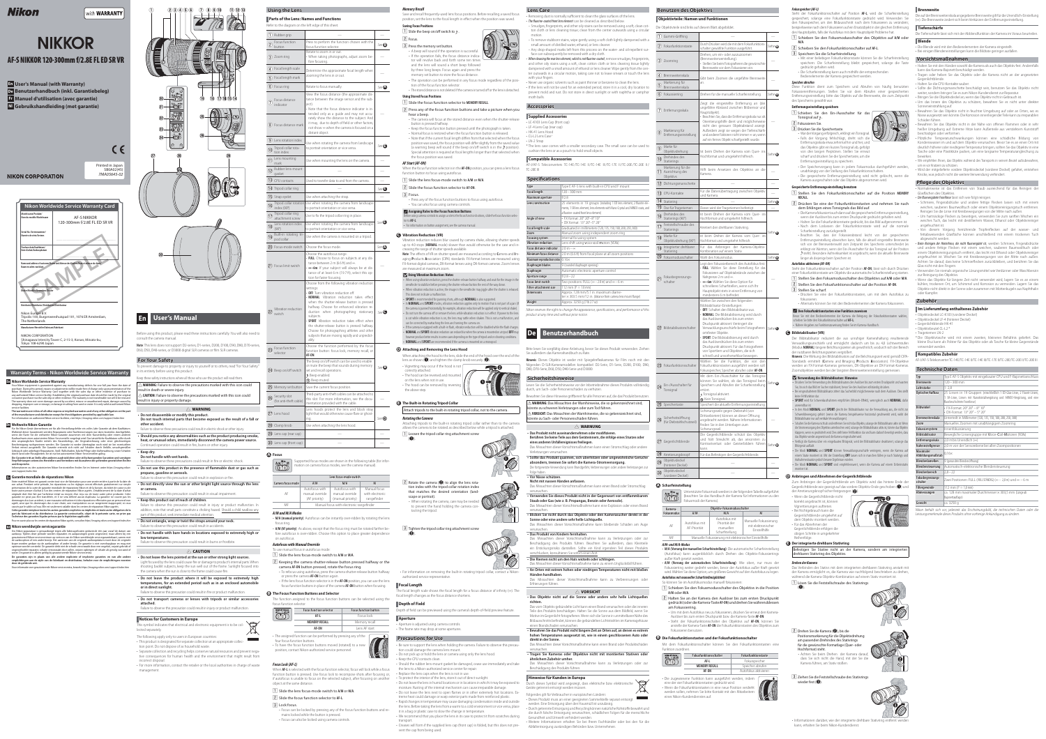# NIKKOR

## AF-S NIKKOR 120-300mm f/2.8E FL ED SR VR

- En User's Manual (with Warranty)
- De Benutzerhandbuch (inkl. Garantiebeleg)
- Fr Manuel d'utilisation (avec garantie)
- Nl Gebruikshandleiding (met garantie)

Printed in Japan SB0A03(H5) 7MA03645-02

NIKON CORPORATION

## Nikon Worldwide Service Warranty Card

AF-S NIKKOR 120-300mm f/2.8E FL ED SR VR

SAMPLE

Nikon Europe B.V. Tripolis 100, Burgerweeshuispad 101, 1076 ER Amsterdam, The Netherlands

NIKON CORPORATION Shinagawa Intercity Tower C, 2-15-3, Konan, Minato-ku, Tokyo 108-6290 Japan

## Warranty Terms - Nikon Worldwide Service Warranty

# En User's Manual

Before using this product, please read these instructions carefully. You will also need to consult the camera manual.

**Note**: This lens does not support D2-series, D1-series, D200, D100, D90, D80, D70-series, D60, D50, D40-series, or D3000 digital SLR cameras or film SLR cameras.

## For Your Safety

To prevent damage to property or injury to yourself or to others, read "For Your Safety" in its entirety before using this product.

Keep these safety instructions where all those who use the product will read them.

⚠ **WARNING**: Failure to observe the precautions marked with this icon could result in death or severe injury.

⚠ **CAUTION**: Failure to observe the precautions marked with this icon could result in injury or property damage.

### ⚠ WARNING

- **Do not disassemble or modify this product. Do not touch internal parts that become exposed as the result of a fall or other accident.** Failure to observe these precautions could result in electric shock or other injury.
- **Should you notice any abnormalities such as the product producing smoke, heat, or unusual odors, immediately disconnect the camera power source.** Continued operation could result in fire, burns or other injury.
- **Keep dry. Do not handle with wet hands.** Failure to observe these precautions could result in fire or electric shock.
- **Do not use this product in the presence of flammable dust or gas such as propane, gasoline or aerosols.** Failure to observe this precaution could result in explosion or fire.
- **Do not directly view the sun or other bright light source through the lens or camera.** Failure to observe this precaution could result in visual impairment.
- **Keep this product out of reach of children.** Failure to observe this precaution could result in injury or product malfunction. In addition, note that small parts constitute a choking hazard. Should a child swallow any part of this product, seek immediate medical attention.
- **Do not entangle, wrap or twist the straps around your neck.** Failure to observe this precaution could result in accidents.
- **Do not handle with bare hands in locations exposed to extremely high or low temperatures.** Failure to observe this precaution could result in burns or frostbite.

### ⚠ CAUTION

- **Do not leave the lens pointed at the sun or other strong light sources.** Light focused by the lens could cause fire or damage to product internal parts. When shooting backlit subjects, keep the sun well out of the frame. Sunlight focused into the camera when the sun is close to the frame could cause fire.
- **Do not leave the product where it will be exposed to extremely high temperatures, for an extended period such as in an enclosed automobile or in direct sunlight.** Failure to observe this precaution could result in fire or product malfunction.
- **Do not transport cameras or lenses with tripods or similar accessories attached.** Failure to observe this precaution could result in injury or product malfunction.

## Notices for Customers in Europe

This symbol indicates that electrical and electronic equipment is to be collected separately.

The following apply only to users in European countries:

- This product is designated for separate collection at an appropriate collection point. Do not dispose of as household waste.
- Separate collection and recycling helps conserve natural resources and prevent negative consequences for human health and the environment that might result from incorrect disposal.
- For more information, contact the retailer or the local authorities in charge of waste management.

## Using the Lens

### Parts of the Lens: Names and Functions

Refer to the diagram on the left edge of this sheet.

| | | | |
|---|---|---|---|
| 1 | Rubber grip | — | — |
| 2 | Focus function button | Press to perform the function chosen with the focus function selector. | See |
| 3 | Zoom ring | Rotate to zoom in or out. | — |
| 4 | Focal length scale | Determine the approximate focal length when zooming the lens in or out. | — |
| 5 | Focal length mark | | — |
| 6 | Focus ring | Rotate to focus manually. | See |
| 7 | Focus distance indicator | View the focus distance (the approximate distance between the image sensor and the subject). Note that the focus distance indicator is intended only as a guide and may not accurately show the distance to the subject. | — |
| 8 | Lens rotation index | Use when rotating the camera from landscape to portrait orientation or vice versa. | — |
| 9 | Tripod collar rotation index | | See |
| 10 | Lens mounting mark | Use when mounting the lens on the camera. | — |
| 11 | Rubber lens-mount gasket | — | — |
| 12 | CPU contacts | Used to transfer data to and from the camera. | — |
| 13 | Tripod collar ring | | See |
| 14 | Strap eyelet | Use when attaching the strap. | — |
| 15 | Tripod collar rotation index (90°) | Use when rotating the camera from landscape to portrait orientation or vice versa. | — |
| 16 | Tripod collar attachment screw | Use to fix the tripod collar ring in place. | See |
| 17 | Lens rotation index (90°) | Use when rotating the camera from landscape to portrait orientation or vice versa. | — |
| 18 | Built-in rotating tripod collar | Use when the camera is mounted on a tripod. | — |
| 19 | Focus-mode switch | Choose the focus mode. | See |
| 20 | Focus limit switch | Choose the autofocus range. FULL: Choose to focus on subjects at any distance between 2 m (6.6 ft) and ∞. ∞–6m: If your subject will always be at distances of at least 6 m (19.7 ft), select this option for faster focusing. | — |
| 21 | Vibration reduction switch | Choose from the following vibration reduction settings: OFF: Turn vibration reduction off. NORMAL: Vibration reduction takes effect when the shutter-release button is pressed halfway. SPORT: Vibration reduction takes effect when the shutter-release button is pressed halfway. Choose for photographing athletes and other subjects that are moving rapidly and unpredictably. | See |
| 22 | Focus function selector | Choose the function performed by the focus function button: focus lock, memory recall, or AF-ON. | See |
| 23 | Beep on/off switch | If a beep on/off switch can be used to enable or mute the beep that sounds during memory set and recall operations. | — |
| 24 | Memory set button | Save the current focus position. | See |
| 25 | Security slot (for anti-theft cables) | Third-party anti-theft cables can be attached via this slot. | — |
| 26 | Lens hood | Lens hoods protect the lens and block stray light that would otherwise cause flare or ghosting. | See |
| 27 | Clamp knob | Use when attaching the lens hood. | — |
| 28 | Lens cap (front cap) | | — |
| 29 | Lens cap (back cap) | | — |

### A Focus

Supported focus modes are shown in the following table (for information on camera focus modes, see the camera manual).

| Camera focus mode | Lens focus-mode switch: A/M | M/A | M |
|---|---|---|---|
| AF | Autofocus with manual override (AF priority) | Autofocus with manual override (manual priority) | Manual focus with electronic rangefinder |
| MF | Manual focus with electronic rangefinder | | |

#### A/M and M/A Modes

- **M/A (manual priority)**: Autofocus can be instantly overridden by rotating the lens focusing ring.
- **A/M (AF priority)**: As above, except that the focusing must be rotated further before autofocus is overridden. Choose this option to place greater dependence on autofocus.

#### Autofocus with Manual Override

To use manual focus in autofocus mode:

1. Slide the lens focus-mode switch to A/M or M/A.
2. Keeping the camera shutter-release button pressed halfway or the camera AF-ON button pressed, rotate the focus ring.
   - To refocus using autofocus, press the camera shutter-release button halfway or press the camera AF-ON button again.
   - If the lens focus function selector is in the AF-ON position, you can use the lens focus function buttons in place of the camera AF-ON button when focusing.

### B The Focus Function Buttons and Selector

The function assigned to the focus function buttons can be selected using the focus function selector.

| Focus function selector | Focus function button |
|---|---|
| AF-L | Focus lock |
| MEMORY RECALL | Memory recall |
| AF-ON | Lens AF start |

- The assigned function can be performed by pressing any of the four focus function buttons.
- To have the focus function buttons moved (rotated) to a new position, contact Nikon-authorized service personnel.

#### Focus Lock (AF-L)

When AF-L is selected with the focus function selector, focus will lock while a focus function button is pressed. Use focus lock to recompose shots after focusing or, if autofocus is unable to focus on the selected subject, after focusing on another object at the same distance.

1. Slide the lens focus-mode switch to A/M or M/A.
2. Slide the focus function selector to AF-L.
3. Lock focus.
   - Focus can be locked by pressing any of the focus function buttons and remains locked while the button is pressed.
   - Focus can also be locked using camera controls.

#### Memory Recall

Save and recall frequently-used lens focus positions. Before recalling a saved focus position, set the lens to the focal length in effect when the position was saved.

**Saving Focus Positions**

1. Slide the beep on/off switch to ♪.
2. Focus.
3. Press the memory set button.
   - A beep will sound if the operation is successful.
   - If the operation fails, the focus distance indicator will revolve back and forth some seconds, and the lens will sound a short beep followed by three long beeps. Focus again and press the memory set button to store the focus position.
   - The operation can be performed in any focus mode regardless of the position of the focus function selector.
   - The stored distance is not deleted if the camera is turned off or the lens is detached.

**Using Stored Focus Positions**

1. Slide the focus function selector to MEMORY RECALL.
2. Press any of the focus function buttons and take a picture when you hear a beep.
   - The camera will focus at the stored distance even when the shutter-release button is pressed halfway.
   - Keep the focus function button pressed until the photograph is taken.
   - Normal focus is restored when the focus function button is released.
   - Note that if the current focal length differs from that selected when the focus position was saved, the focus position will differ slightly from the saved value (a warning beep will sound if the beep on/off switch is in ♪ position).
   - Special attention is required at focal lengths longer than that selected when the focus position was saved.

#### AF Start (AF-ON)

When the focus function selector is in the AF-ON position, you can press a lens focus function button to focus using autofocus.

1. Slide the lens focus-mode switch to A/M or M/A.
2. Slide the focus function selector to AF-ON.
3. Focus.
   - Press any of the focus function buttons to focus using autofocus.
   - You can also focus using camera controls.

**Assigning Roles to the Focus Function Buttons**

Before using camera controls to assign a role to the focus function buttons, slide the focus function selector to AF-L.
- For information on button assignment, see the camera manual.

### C Vibration Reduction (VR)

Vibration reduction reduces blur caused by camera shake, allowing shutter speeds up to 4.0 stops (NORMAL mode) slower than would otherwise be the case and increasing the range of shutter speeds available.

**Note**: The effects of VR on shutter speed are measured according to Camera and Imaging Products Association (CIPA) standards. FX-format lenses are measured using FX-format digital cameras, DX-format lenses using DX-format cameras. Zoom lenses are measured at maximum zoom.

**Using Vibration Reduction: Notes**

- When using vibration reduction, press the shutter-release button halfway and wait for the image in the viewfinder to stabilize before pressing the shutter-release button the rest of the way down.
- When vibration reduction is active, the image in the viewfinder may jiggle after the shutter is released. This does not indicate a malfunction.
- SPORT is recommended for panning shots, although NORMAL is also supported.
- In NORMAL and SPORT modes, vibration reduction applies only to motion that is not part of a pan (if the camera is panned horizontally, for example, vibration reduction will be applied only to vertical shake).
- Do not turn the camera off or remove the lens while vibration reduction is in effect. If power to the lens is cut while vibration reduction is on, the lens may rattle when shaken. This is not a malfunction, and can be corrected by reattaching the lens and turning the camera on.
- If the camera is equipped with a built-in flash, vibration reduction will be disabled while the flash charges.
- NORMAL and SPORT vibration reduction can reduce blur when the camera is mounted on a tripod. OFF may, however produce better results in some cases depending on the type of tripod and on shooting conditions.
- NORMAL and SPORT are recommended if the camera is mounted on a monopod.

### D Attaching and Removing the Lens Hood

When attaching the hood to the lens, slide the end of the hood over the end of the lens as shown (1) and tighten the clamp knob securely (2).

- Vignetting may occur if the hood is not correctly attached.
- The hood can be reversed and mounted on the lens when not in use.
- The hood can be removed by reversing the above step.

### E The Built-in Rotating Tripod Collar

Attach tripods to the built-in rotating tripod collar, not to the camera.

#### Rotating the Camera

Attaching tripods to the built-in rotating tripod collar rather than to the camera allows the camera to be rotated as described below while a tripod is attached.

1. Loosen the tripod collar ring attachment screw (1).
2. Rotate the camera (2) to align the lens rotation index with the tripod collar rotation index that matches the desired orientation (landscape or portrait).
   - When rotating the camera, care may be needed to prevent the hand holding the camera coming to rest.
3. Tighten the tripod collar ring attachment screw (3).

- For information on removing the built-in rotating tripod collar, contact a Nikon-authorized service representative.

### Focal Length

The focal length scale shows the focal length for a focus distance of infinity (∞). The focal length changes as the focus distance shortens.

### Depth of Field

Depth of field can be previewed using the camera's depth-of-field preview feature.

### Aperture

- Aperture is adjusted using camera controls.
- The frame size may drop at some apertures.

## Precautions for Use

- Be sure to support the lens when holding the camera. Failure to observe this precaution could damage the lens mount.
- Do not pick up or hold the lens or camera using only the lens hood.
- Keep the CPU contacts clean.
- Should the rubber lens-mount gasket be damaged, cease use immediately and take the lens to a Nikon-authorized service center for repair.
- Replace the lens caps when the lens is not in use.
- To protect the interior of the lens, store it out of direct sunlight.
- Do not leave the lens in humid locations or in locations in which it may be exposed to moisture. Rusting of the internal mechanism can cause irreparable damage.
- Do not leave the lens next to open flames or in other extremely hot locations. Extreme heat could damage or warp exterior parts made from reinforced plastic.
- Rapid changes in temperature may cause damaging condensation inside and outside the lens. Before taking the lens from a warm to a cold environment or vice versa, place it in a bag or plastic case to slow the change in temperature.
- We recommend that you place the lens in its case to protect it from scratches during transport.
- Lenses will form if the supplied lens cap (front cap) is folded, but this does not prevent the cap from being used.

## Lens Care

- Removing dust is normally sufficient to clean the glass surfaces of the lens.
- *The fluorine-coated front lens element* can be cleaned as described below:
  - Smudges, fingerprints, and other oily stains can be removed using a soft, clean cotton cloth or lens cleaning tissue; clean from the center outwards using a circular motion.
  - To remove stubborn stains, wipe gently using a soft cloth lightly dampened with a small amount of distilled water or ethanol, or lens cleaner.
  - Any drop-shaped marks left from this process on the water- and oil-repellent surface can subsequently be removed with a dry cloth.
- *When cleaning the rear lens element, which is not fluorine-coated*, remove smudges, fingerprints, and other oily stains using a soft, clean cotton cloth or lens cleaning tissue lightly dampened with a small amount of ethanol or lens cleaner. Wipe gently from the center outwards in a spiral motion, taking care not to leave smears or touch the lens with your fingers.
- Never use organic solvents such as paint thinner or benzene to clean the lens.
- If the lens will not be used for an extended period, store it in a cool, dry location to prevent mold and rust. Do not store in direct sunlight or with naphtha or camphor moth balls.

## Accessories

### Supplied Accessories

- LC-K103 Lens Cap (front cap)
- LF-4 Lens Cap (rear cap)
- HK-41 Lens Hood
- CL-L2 Lens Case*
- LN-2 Strap

* The lens case comes with a smaller secondary case. The small case can be used to cushion the lens or as a pouch to hold small objects.

### Compatible Accessories

AF-S/AF-I Teleconverters: TC-14E, TC-14E II, TC-14E III, TC-17E II, TC-20E, TC-20E II, TC-20E III

## Specifications

| | |
|---|---|
| Type | Type E AF-S lens with built-in CPU and F mount |
| Focal length | 120 – 300 mm |
| Maximum aperture | f/2.8 |
| Lens construction | 25 elements in 19 groups (including 1 FL lens element, 2 fluorite elements, 1 ED lens element, lens elements with Nano Crystal and ARNEO coats, and a fluorine-coated front lens element) |
| Angle of view | FX format: 20° 20' – 8° 10'; DX format: 13° 20' – 5° 20' |
| Focal length scale | Graduated in millimeters (120, 135, 150, 180, 200, 250, 300) |
| Zoom | Manual zoom using independent zoom ring |
| Focusing system | Internal focusing system |
| Vibration reduction | Lens shift using voice coil motors (VCMs) |
| Focus distance indicator | 2.0 m – ∞ |
| Minimum focus distance | 2.0 m (6.6 ft) from focal plane at all zoom positions |
| Maximum reproduction ratio | 0.16× |
| Diaphragm blades | 9 (rounded diaphragm opening) |
| Diaphragm | Automatic electronic aperture control |
| Aperture range | f/2.8 – 22 |
| Focus limit switch | Two positions: FULL (∞ – 2.0 m) and ∞ – 6 m |
| Filter attachment size | 112 mm (P = 1.0 mm) |
| Dimensions | Approx. 128 mm (5.1 in.) maximum diameter × 303.5 mm (12.0 in.) (distance from camera lens-mount flange) |
| Weight | Approx. 3250 g (7 lb 2.7 oz) |

Nikon reserves the right to change the appearance, specifications, and performance of this product at any time and without prior notice.

# De Benutzerhandbuch

Bitte lesen Sie sorgfältig diese Anleitung bevor Sie dieses Produkt verwenden. Ziehen Sie außerdem das Kamerahandbuch zu Rate.

**Hinweis**: Dieses Objektiv ist weder mit Spiegelreflexkameras für Film noch mit den folgenden D-SLR-Kameramodellen kompatibel: D2-Serie, D1-Serie, D200, D100, D90, D80, D70-Serie, D60, D50, D40-Serie und D3000.

## Sicherheitshinweise

Lesen Sie die Sicherheitshinweise vor der ersten Inbetriebnahme dieses Produkts vollständig durch, um Sach- oder Personenschäden zu vermeiden.

Bewahren Sie diese Sicherheitshinweise für alle Personen auf, die das Produkt benutzen.

⚠ **WARNUNG**: Das Missachten der Warnhinweise, die so gekennzeichnet sind, könnte zu schweren Verletzungen oder zum Tod führen.

⚠ **VORSICHT**: Das Missachten der Warnhinweise, die so gekennzeichnet sind, könnte zu Sach- oder Personenschäden führen.

### ⚠ WARNUNG

- **Das Produkt nicht auseinandernehmen oder modifizieren. Berühren Sie keine Teile aus dem Geräteinnern, die infolge eines Sturzes oder eines anderen Unfallereignisses freiliegen.** Das Missachten dieser Vorsichtsmaßnahmen kann einen Stromschlag oder andere Verletzungen verursachen.
- **Sollte das Produkt qualmen, sich überhitzen oder ungewöhnliche Gerüche absondern, trennen Sie sofort die Kamera-Stromversorgung.** Der fortgesetzte Gebrauch kann Brand, Verbrennungen oder andere Verletzungen zur Folge haben.
- **Vor Nässe schützen. Nicht mit nassen Händen anfassen.** Das Missachten dieser Vorsichtsmaßnahmen kann einen Brand oder Stromschlag verursachen.
- **Verwenden Sie dieses Produkt nicht in der Gegenwart von entflammbarem Staub oder Gas (wie z. B. Propangas, Benzin oder Aerosole).** Das Missachten dieser Vorsichtsmaßnahme kann eine Explosion oder einen Brand verursachen.
- **Blicken Sie nicht durch das Objektiv oder den Kamerasucher direkt in die Sonne oder eine andere sehr helle Lichtquelle.** Das Missachten dieser Vorsichtsmaßnahme kann bleibende Schäden am Auge verursachen.
- **Das Produkt vor Kindern fernhalten.** Das Missachten dieser Vorsichtsmaßnahme kann zu Verletzungen oder zur Beschädigung des Produkts führen. Beachten Sie außerdem, dass Kleinteile ein Erstickungsrisiko darstellen. Sollte ein Kind irgendein Teil dieses Produkts verschlucken, konsultieren Sie sofort einen Arzt.
- **Die Riemen nicht um den Hals wickeln oder schlingen.** Das Missachten dieser Vorsichtsmaßnahme kann zu einem Unglücksfall führen.
- **An Orten mit extrem hohen oder niedrigen Temperaturen nicht mit bloßen Händen handhaben.** Das Missachten dieser Vorsichtsmaßnahme kann zu Verbrennungen oder Erfrierungen führen.

### ⚠ VORSICHT

- **Das Objektiv nicht auf die Sonne oder andere sehr helle Lichtquellen richten.** Das vom Objektiv gebündelte Licht kann einen Brand verursachen oder die inneren Teile des Produkts beschädigen. Halten Sie die Sonne aus dem Bildfeld, wenn Sie Motive im Gegenlicht fotografieren. Wenn sich die Sonne in unmittelbarer Nähe des Bildausschnitts befindet, kann das gebündelte Lichtstrahlen im Kameragehäuse einen Brand verursachen.
- **Bewahren Sie das Produkt nicht längere Zeit an Orten auf, an denen es extrem hohen Temperaturen ausgesetzt ist, wie in einem geschlossenen Auto oder direkt in der Sonne.** Das Missachten dieser Vorsichtsmaßnahme kann einen Brand oder Produktschäden verursachen.
- **Tragen Sie Kameras oder Objektive nicht mit montierten Stativen oder ähnlichem Zubehör umher.** Das Missachten dieser Vorsichtsmaßnahme kann zu Verletzungen oder zur Beschädigung des Produkts führen.

## Hinweise für Kunden in Europa

Durch dieses Symbol wird angezeigt, dass elektrische bzw. elektronische Geräte getrennt entsorgt werden müssen.

Folgendes gilt für Verbraucher in europäischen Ländern:

- Dieses Produkt muss an einer geeigneten Sammelstelle separat entsorgt werden. Eine Entsorgung über den Hausmüll ist unzulässig.
- Durch getrennte Entsorgung und Recycling können natürliche Rohstoffe bewahrt und die durch falsche Entsorgung verursachten, schädlichen Folgen für die menschliche Gesundheit und Umwelt verhindert werden.
- Weitere Informationen erhalten Sie bei Ihrem Fachhändler oder bei den für die Abfallentsorgung zuständigen Behörden bzw. Unternehmen.

## Benutzen des Objektivs

### Objektivteile: Namen und Funktionen

Die Objektivteile sind links auf diesem Blatt abgebildet.

| | | | |
|---|---|---|---|
| 1 | Gummi-Griffring | — | — |
| 2 | Fokusfunktionstaste | Durch Drücken wird die mit dem Fokusfunktionsschalter gewählte Funktion ausgeführt. | Siehe |
| 3 | Zoomring | Drehen, um ein- oder auszuzoomen (Brennweitenverstellung). | — |
| 4 | Brennweitenskala | Gibt beim Zoomen die ungefähre Brennweite an. | — |
| 5 | Markierung für Brennweitenskala | | — |
| 6 | Fokussierring | Drehen für die manuelle Scharfeinstellung. | Siehe |
| 7 | Entfernungsskala | Zeigt die eingestellte Entfernung an (den ungefähren Abstand zwischen Bildsensor und Hauptobjekt). Beachten Sie, dass die Entfernungsskala nur als Orientierungshilfe dient und möglicherweise nicht den genauen Objektabstand anzeigt. | — |
| 8 | Markierung für Entfernungseinstellung | | — |
| 9 | Marke für Objektivdrehung | Ist beim Drehen der Kamera vom Quer- ins Hochformat und umgekehrt hilfreich. | — |
| 10 | Drehindex des Stativrings | | Siehe |
| 11 | Markierung für die Ausrichtung am Objektiv | Hilft beim Ansetzen des Objektivs an die Kamera. | — |
| 12 | Dichtungsmanschette | — | — |
| 13 | CPU-Kontakte | Für die Datenübertragung zwischen Objektiv und Kamera. | — |
| 14 | Stativring | | Siehe |
| 15 | Ösen für Tragriemen | Dienen zum Befestigen des Tragriemens. | — |
| 16 | Drehindex des Stativrings (90°) | Ist beim Drehen der Kamera vom Quer- ins Hochformat und umgekehrt hilfreich. | — |
| 17 | Feststellschraube des Stativrings | Fixieren des drehbaren Stativrings. | Siehe |
| 18 | Marke für Objektivdrehung (90°) | Ist beim Drehen der Kamera vom Quer- ins Hochformat und umgekehrt hilfreich. | — |
| 19 | Integrierter drehbarer Stativring | Für das Befestigen der Kamera-Objektiv-Kombination auf einem Stativ. | — |
| 20 | Fokusmodusschalter | Wahl der Fokusmodus. | Siehe |
| 21 | Fokusbegrenzungsschalter | Wahl des Entfernungsbereichs des Autofokus. FULL: Wählen Sie diese Einstellung für das Fokussieren auf Objekte in beliebigem Abstand zwischen 2 m und ∞. ∞–6m: Wählen Sie diese Option für schnelleres Scharfstellen, wenn sich Ihr Hauptobjekt stets in einer Entfernung von mindestens 6 m befindet. | — |
| 22 | Bildstabilisatorschalter | Wählen Sie zwischen den folgenden Bildstabilisator-Einstellungen: OFF: Schaltet den Bildstabilisator aus. NORMAL: Die Bildstabilisierung wird durch das Antippen des Auslösers bis zum ersten Druckpunkt aktiviert. SPORT: Die Bildstabilisierung wird durch das Antippen des Auslösers bis zum ersten Druckpunkt aktiviert. Für das Fotografieren von Sportlern und anderen Objekten, die sich schnell und unvorhersehbar bewegen. | Siehe |
| 23 | Fokusfunktionsschalter | Wählt die Funktion, die durch die Fokusfunktionstaste ausgeführt werden soll: Fokusspeicher, Speicherabruf oder AF-ON. | Siehe |
| 24 | Ein-/Ausschalter für Tonsignal | Mit dem Ein-/Ausschalter für das Tonsignal können Sie wählen, ob das Tonsignal beim Speichern und Abrufen der Scharfeinstellung ertönt. | — |
| 25 | Speichertaste | Speichert die aktuelle Entfernungseinstellung. | Siehe |
| 26 | Sicherheitsöffnung (für Diebstahlschutzkabel) | Diebstahlschutzkabel können an dieser Öffnung befestigt werden. | — |
| 27 | Gegenlichtblende | Die Gegenlichtblende schützt das Objektiv und hält Streulicht ab, das anderenfalls Reflexionen oder Geisterbilder (Ghosting) verursachen würde. | Siehe |
| 28 | Arretierungsknopf | Für das Befestigen der Gegenlichtblende. | — |
| 29 | Objektivdeckel (Frontdeckel) | | — |
| 30 | Objektivrückdeckel | | — |

### A Scharfeinstellung

Unterstützte Fokusmodi werden in der folgenden Tabelle aufgeführt (Informationen zu den Fokusmodi der Kamera finden Sie im Kamerahandbuch).

| Kamera-Fokusmodus | Objektiv-Fokusmodusschalter: A/M | M/A | M |
|---|---|---|---|
| AF | Autofokus mit AF-Priorität | Autofokus mit Priorität der manuellen Scharfstellung | Manuelle Fokussierung mit elektronischer Einstellhilfe |
| MF | Manuelle Fokussierung mit elektronischer Einstellhilfe | | |

#### A/M und M/A-Modus

- **M/A (Vorrang der manuellen Scharfeinstellung)**: Die automatische Scharfeinstellung (Autofokus) kann unmittelbar durch Drehen des Objektiv-Fokussierrings außer Kraft gesetzt werden.
- **A/M (Vorrang der automatischen Scharfeinstellung)**: Wie oben, nur muss der Fokussierring weiter gedreht werden, bevor der Autofokus außer Kraft gesetzt wird. Wählen Sie diese Option, wenn Sie sich stärker auf den Autofokus verlassen möchten.

#### Autofokus mit manueller Scharfeinstellungsvorrang

So können Sie im Autofokusbetrieb manuell fokussieren:

1. Schieben Sie den Fokusmodusschalter des Objektivs in die Position A/M oder M/A.
2. Halten Sie an der Kamera den Auslöser bis zum ersten Druckpunkt gedrückt (oder die Kamera-Taste AF-ON) und drehen Sie währenddessen am Fokussierring.
   - Um mit dem Autofokus neu zu fokussieren, drücken Sie erneut den Kamera-Auslöser bis zum ersten Druckpunkt oder die Kamera-Taste AF-ON.
   - Steht der Fokusfunktionsschalter des Objektivs auf AF-ON, können Sie anstelle der Kamera-Taste AF-ON die Fokusfunktionstasten des Objektivs zum Fokussieren benutzen.

### B Die Fokusfunktionstasten und der Fokusfunktionsschalter

Mit dem Fokusfunktionsschalter können Sie den Fokusfunktionstasten eine Funktion zuordnen.

| Fokusfunktionsschalter | Fokusfunktionstaste |
|---|---|
| AF-L | Fokusspeicher |
| MEMORY RECALL | Speicher abrufen |
| AF-ON | Autofokus aktivieren |

- Die zugewiesene Funktion kann ausgeführt werden, indem eine der vier Fokusfunktionstasten gedrückt wird.
- Wenn die Fokusfunktionstasten in eine neue Position verdreht werden sollen, nehmen Sie bitte Kontakt mit dem Nikon-Kundendienst auf.

#### Fokusspeicher (AF-L)

Steht der Fokusfunktionsschalter auf Position AF-L, wird die Scharfeinstellung gespeichert, solange eine Fokusfunktionstaste gedrückt wird. Verwenden Sie den Fokusspeicher, um den Bildausschnitt nach dem Fokussieren zu verändern, beispielsweise um Bildausschnitt nach dem Fokussieren zu verändern, Objekte außerhalb des Hauptobjekts, falls der Autofokus mit dem Hauptobjekt Probleme hat.

1. Schieben Sie den Fokusmodusschalter des Objektivs auf A/M oder M/A.
2. Schieben Sie den Fokusfunktionsschalter auf AF-L.
3. Speichern Sie die Scharfeinstellung.
   - Mit einer beliebigen Fokusfunktionstaste können Sie die Scharfeinstellung speichern. Die Scharfeinstellung bleibt gespeichert, solange die Taste gedrückt gehalten wird.
   - Die Scharfeinstellung kann auch mithilfe der entsprechenden Bedienelemente an der Kamera gespeichert werden.

#### Speicher abrufen

Dieser Funktion dient zum Speichern und Abrufen von häufig benutzten Fokussierentfernungen. Stellen Sie vor dem Abrufen einer gespeicherten Entfernungseinstellung die Objektivbrennweite ein, die beim Speichern der Position eingestellt war.

**Gespeicherte Entfernungseinstellung**

1. Schieben Sie den Ein-/Ausschalter für das Tonsignal auf ♪.
2. Fokussieren Sie.
3. Drücken Sie die Speichertaste.
   - Wurde der Vorgang erfolgreich, erklingt ein Tonsignal.
   - Falls der Vorgang fehlschlägt, dreht sich die Entfernungsskala einige Sekunden lang vor und zurück und das Objektiv gibt einen kurzen Tonsignal ab, gefolgt von drei langen. Fokussieren Sie erneut und drücken Sie die Speichertaste, um die Entfernungseinstellung zu speichern.
   - Der Speichervorgang kann in jedem Fokusmodus durchgeführt werden, unabhängig von der Stellung des Fokusfunktionsschalters.
   - Die gespeicherte Entfernungseinstellung wird nicht gelöscht, wenn die Kamera ausgeschaltet oder das Objektiv abgenommen wird.

**Gespeicherte Entfernungseinstellung benutzen**

1. Stellen Sie den Fokusfunktionsschalter auf die Position MEMORY RECALL.
2. Drücken Sie eine der Fokusfunktionstasten und nehmen Sie nach dem Erklingen eines Tonsignals das Bild auf.
   - Die Kamera fokussiert auch dann auf die gespeicherte Entfernungseinstellung, wenn der Auslöser bis zum ersten Druckpunkt gedrückt gehalten wird.
   - Halten Sie die Fokusfunktionstaste gedrückt, bis das Bild aufgenommen ist.
   - Nach dem Loslassen der Fokusfunktionstaste ist die normale Scharfeinstellung wiederhergestellt.
   - Beachten Sie, dass die Fokusposition leicht von der gespeicherten Entfernungseinstellung abweicht, wenn die aktuelle Brennweite sich von der Brennweite unterscheidet, die beim Speichern der Entfernungseinstellung eingestellt war (ist der Ein-/Ausschalter für das Tonsignal auf ♪, ertönt ein Warnton).
   - Besondere Aufmerksamkeit ist bei Brennweiten erforderlich, die länger sind als die beim Speichern eingestellte.

#### Autofokus aktivieren (AF-ON)

Steht der Fokusfunktionsschalter auf der Position AF-ON, lässt sich durch Drücken einer Fokusfunktionstaste am Objektiv die Autofokus-Scharfeinstellung auslösen.

1. Stellen Sie den Fokusmodusschalter des Objektivs auf A/M oder M/A.
2. Stellen Sie den Fokusfunktionsschalter auf die Position AF-ON.
3. Stellen Sie scharf.
   - Drücken Sie eine der Fokusfunktionstasten, um mit dem Autofokus zu fokussieren.
   - Alternativ können Sie mit den Bedienelementen der Kamera fokussieren.

**Den Fokusfunktionstasten eine Funktion zuweisen**

Bevor Sie mit den Bedienelementen der Kamera die Belegung der Fokusfunktionstasten wählen, schieben Sie bitte den Fokusfunktionsschalter auf AF-L.
- Nähere Angaben zur Funktionszuweisung finden Sie im Kamerahandbuch.

### C Bildstabilisator (VR)

Der Bildstabilisator verhindert die durch Verwackeln entstehende Unschärfe und ermöglicht dadurch um bis zu 4,0 Lichtwertstufen (Modus NORMAL) längere Belichtungszeiten als gewöhnlich, wodurch sich der Bereich der nutzbaren Belichtungszeiten vergrößert.

**Hinweis**: Die Wirkung des Bildstabilisators auf die Belichtungszeit wird gemäß CIPA-Standards ermittelt (Camera and Imaging Products Association). FX-Objektive werden an FX-Format-Kameras gemessen, DX-Objektive an DX-Format-Kameras. Zoomobjektive werden bei der längsten Brennweite vermessen.

**Verwendung des Bildstabilisators: Hinweise**

- Drücken Sie bei Verwendung des Bildstabilisators den Auslöser bis zum ersten Druckpunkt und warten Sie, bis sich das Bild im Sucher stabilisiert, bevor Sie den Auslöser vollständig drücken.
- Bei eingeschaltetem Bildstabilisator ist es möglich, dass das Sucherbild nach dem Auslösen wackelt. Dies ist keine Fehlfunktion.
- SPORT wird für Schwenkaufnahmen empfohlen (Mitziehen), NORMAL wird jedoch ebenfalls unterstützt.
- In den Modi NORMAL und SPORT greift der Bildstabilisator nur bei den Bewegungen ein, die nicht Teil des Schwenks sind (wird die Kamera beispielsweise horizontal geschwenkt, wirkt der Bildstabilisator nur auf vertikale Verwacklungen).
- Schalten Sie die Kamera nicht aus und nehmen Sie nicht das Objektiv ab, solange der Bildstabilisator aktiv ist. Wenn die Stromversorgung des Objektivs unterbrochen wird, solange der Bildstabilisator aktiv ist, kann das Objektiv beim Schütteln klappern; dies ist jedoch keine Fehlfunktion und kann durch erneutes Ansetzen des Objektivs und Einschalten der Kamera behoben werden.
- Verfügt die Kamera über ein eingebautes Blitzgerät, wird der Bildstabilisator deaktiviert, solange das Blitzgerät auflädt.
- Die Modi NORMAL und SPORT können Verwacklungsunschärfe verringern, wenn die Kamera auf einem Stativ montiert ist. Die Einstellung OFF kann sich je nach Stativtyp und Aufnahmebedingungen jedoch besser eignen.
- NORMAL und SPORT werden empfohlen, wenn die Kamera auf einem Einbeinstativ montiert ist.

### D Anbringen und Abnehmen der Gegenlichtblende

Zum Anbringen der Gegenlichtblende am Objektiv wird das breitere Ende der Gegenlichtblende wie gezeigt auf das vordere Objektiv-Ende geschoben (1) und der Arretierungsknopf sicher festgezogen (2).

- Wenn die Gegenlichtblende nicht korrekt angebracht ist, können Vignettierungen auftreten.
- Bei Nichtgebrauch kann die Gegenlichtblende umgekehrt auf dem Objektiv montiert werden.
- Zum Abnehmen der Gegenlichtblende erfolgen die obigen Schritte in umgekehrter Reihenfolge.

### E Der integrierte drehbare Stativring

Befestigen Sie Stative nicht an der Kamera, sondern am integrierten drehbaren Stativring des Objektivs.

#### Drehen der Kamera

Das Verbinden des Stativs mit dem integrierten drehbaren Stativring statt mit der Kamera ermöglicht es, die Kamera wie nachfolgend beschrieben zu drehen, während die Kamera-Objektiv-Kombination auf einem Stativ montiert ist.

1. Lösen Sie die Feststellschraube des Stativrings (1).
2. Drehen Sie die Kamera (2), bis die Positionsmarkierung für die Objektivdrehung am passenden Drehindex des Stativrings für das gewünschte Format (Quer- oder Hochformat) steht.
   - Achten Sie beim Drehen der Kamera darauf, dass Sie sich nicht die Hand, mit der Sie die Kamera halten, am Stativ stoßen.
3. Ziehen Sie die Feststellschraube des Stativrings fest (3).

- Informationen darüber, wie der integrierte drehbare Stativring entfernt werden kann, erhalten Sie beim Nikon-Kundendienst.

### Brennweite

Die auf der Brennweitenskala angegebene Brennweite gilt für die Einstellentfernung Unendlich (∞). Die Brennweite ändert sich beim Verkürzen der Entfernungseinstellung.

### Tiefenschärfe

Die Tiefenschärfe kann mit der Abblendfunktion der Kamera im Voraus beurteilt werden.

### Blende

- Die Blende wird mit den Bedienelementen der Kamera eingestellt.
- Bei einigen Blendeneinstellungen kann die Bildrate geringer ausfallen.

## Vorsichtsmaßnahmen

- Halten Sie mit den Händen sowohl die Kamera als auch das Objektiv fest. Andernfalls kann das Kamera-Bajonett beschädigt werden.
- Tragen oder halten Sie das Objektiv oder die Kamera nicht nur an der Gegenlichtblende.
- Halten Sie die CPU-Kontakte sauber.
- Sollte die Dichtungsmanschette beschädigt sein, benutzen Sie das Objektiv nicht weiter, sondern bringen Sie es zum Nikon-Kundendienst zur Reparatur.
- Bringen Sie die Objektivdeckel an, wenn das Objektiv nicht in Gebrauch ist.
- Um das Innere des Objektivs zu schützen, bewahren Sie es nicht unter direkter Sonneneinstrahlung auf.
- Bewahren Sie das Objektiv nicht in feuchter Umgebung auf oder an Orten, wo es Nässe ausgesetzt sein könnte. Die Korrosion innerer Mechanismen kann irreparable Schäden führen.
- Bewahren Sie das Objektiv nicht in der Nähe von offenen Flammen oder in sehr heißer Umgebung auf. Extreme Hitze kann Außenteile aus verstärktem Kunststoff beschädigen oder verformen.
- Plötzliche Temperaturschwankungen können eine schädliche Bildung von Kondenswasser in und auf dem Objektiv verursachen. Bevor Sie es von einem Ort mit warmen an einen mit kalten oder umgekehrt bringen, sollten Sie das Objektiv in einer Tasche oder einem Kunststoffbehälter unterbringen, um die Temperaturschwankungen zu verringern.
- Wir empfehlen Ihnen, das Objektiv während des Transports in seinem Beutel aufzubewahren, um es vor Kratzern zu schützen.
- Wird der mitgelieferte vordere Objektivdeckel (Frontdeckel) gefaltet, entstehen Knicke, was jedoch nicht die weitere Verwendung verhindert.

## Pflege des Objektivs

- Normalerweise ist das Entfernen von Staub ausreichend für das Reinigen der Glasflächen des Objektivs.
- *Die fluorvergütete Frontlinse* lässt sich wie folgt reinigen:
  - Schmieren, Fingerabdrücke und andere fettige Flecken lassen sich mit einem weichen, sauberen Baumwolltuch oder einem Objektivreinigungstuch entfernen. Reinigen Sie die Linse mit Kreisbewegungen von der Mitte nach außen.
  - Um hartnäckige Flecken zu beseitigen, verwenden Sie zum sanften Wischen ein weiches Tuch, das leicht mit destilliertem Wasser, Ethanol oder Objektivreiniger angefeuchtet ist.
  - Von diesem Vorgang herrührende Tropfspuren auf der wasser- und fettabweisenden Glasfläche können anschließend mit einem trockenen Tuch abgewischt werden.
- *Beim Reinigen der nicht fluorvergüteten Hinterlinse* werden Schlieren, Fingerabdrücke und andere fettige Flecken mit einem weichen, sauberen Baumwolltuch oder einem Objektivreinigungstuch entfernt, das leicht mit einer kleinen Menge Ethanol oder Objektivreiniger angefeuchtet ist. Wischen Sie mit Kreisbewegungen von der Mitte nach außen und achten Sie darauf, dass keine Schmierspuren entstehen und Sie das Glas nicht mit den Fingern berühren.
- Verwenden Sie niemals organische Lösungsmittel wie Verdünner oder Waschbenzin zur Reinigung des Objektivs.
- Wenn das Objektiv längere Zeit nicht verwendet wird, lagern Sie es an einem kühlen, trockenen Ort, um Schimmel und Korrosion zu vermeiden. Bewahren Sie das Objektiv nicht in direktem Sonnenlicht oder zusammen mit Mottenkugeln aus Naphthalin oder Kampfer auf.

## Zubehör

### Im Lieferumfang enthaltenes Zubehör

- Objektivdeckel LC-K103 (vorderer Deckel)
- Objektivdeckel LF-4 (hinterer Deckel)
- Gegenlichtblende HK-41
- Objektivbeutel CL-L2*
- Tragriemen LN-2

* Der Objektivbeutel wird mit einem zweiten, kleineren Behältnis geliefert. Das kleine Etui kann als Polster für das Objektiv oder als Tasche für kleine Gegenstände verwendet werden.

### Kompatibles Zubehör

AF-S/AF-I-Telekonverter: TC-14E, TC-14E II, TC-14E III, TC-17E II, TC-20E, TC-20E II, TC-20E III

## Technische Daten

| | |
|---|---|
| Typ | Typ E AF-S Objektiv mit eingebauter CPU und F-Bajonettanschluss |
| Brennweite | 120 – 300 mm |
| Lichtstärke | 1 : 2,8 |
| Optischer Aufbau | 25 Linsen in 19 Gruppen (inklusive 1 FL-Glas-Linse, 2 Fluorit-Linsen, 1 ED-Linse, Linsen mit Nanokristallvergütung und ARNEO-Vergütung, und einer fluorvergüteten Frontlinse) |
| Bildwinkel | FX-Format: 20° 20' – 8° 10'; DX-Format: 13° 20' – 5° 20' |
| Brennweitenskala | Unterteilt in Millimeter (120, 135, 150, 180, 200, 250, 300) |
| Zoom | Manuelles Zoomen mit unabhängigem Zoomring |
| Fokussiersystem | Innenfokussierung |
| Bildstabilisator | Bewegliche Linsengruppe mit Voice-Coil-Motoren (VCMs) |
| Entfernungsskala | 2,0 m bis Unendlich (∞) |
| Naheinstellgrenze | 2,0 m von der Sensorebene bei allen Zoomspositionen |
| Maximaler Abbildungsmaßstab | 0,16× |
| Blendenlamellen | 9 (gerundete Blendenöffnung) |
| Blendensteuerung | Automatisch-elektronische Blendensteuerung |
| Blendenbereich | f/2,8 – 22 |
| Fokusbegrenzungsschalter | Zwei Positionen: FULL (∞ – 2,0 m) und ∞ – 6 m |
| Filtergewinde | 112 mm (P = 1,0 mm) |
| Abmessungen | Ca. 128 mm maximaler Durchmesser × 303,5 mm (Länge ab Bajonettauflage) |
| Gewicht | ca. 3250 g |

Nikon behält sich vor, jederzeit das Erscheinungsbild, die technischen Daten oder die Leistungsmerkmale dieses Produkts ohne vorherige Ankündigung zu ändern.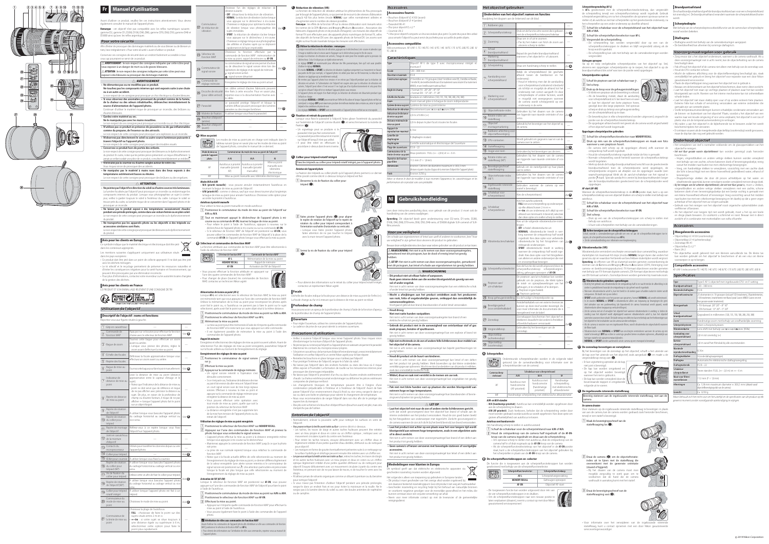# Fr Manuel d'utilisation

Avant d'utiliser ce produit, veuillez lire ces instructions attentivement. Vous devez également consulter le manuel de l'appareil photo.

**Remarque** : cet objectif n'est pas compatible avec les reflex numériques suivants : gamme D2, gamme D1, D200, D100, D90, D80, gamme D70, D60, D50, gamme D40 et D3000 ainsi qu'avec les reflex argentiques.

## Pour votre sécurité

Afin d'éviter de provoquer des dommages matériels ou de vous blesser ou de blesser un tiers, lisez intégralement « Pour votre sécurité » avant d'utiliser ce produit.

Conservez ces consignes de sécurité dans un endroit facilement accessible à tous ceux qui pourraient se servir de ce produit.

⚠ **AVERTISSEMENT** : Le non-respect des consignes indiquées par cette icône peut vous exposer à un danger de mort ou à de graves blessures.

⚠ **ATTENTION** : Le non-respect des consignes indiquées par cette icône peut vous exposer à des blessures ou provoquer des dommages matériels.

### ⚠ AVERTISSEMENT

- **Ne démontez pas ou ne modifiez pas ce produit. Ne touchez pas les composants internes qui sont exposés suite à une chute ou à un autre accident.**
  Le non-respect de ces consignes peut provoquer un choc électrique ou d'autres blessures.
- **Si vous observez des anomalies provenant du produit comme de la fumée, de la chaleur ou des odeurs inhabituelles, débranchez immédiatement la source d'alimentation de l'appareil photo.**
  Continuer d'utiliser le matériel risque de provoquer un incendie, des brûlures ou d'autres blessures.
- **Gardez votre matériel au sec. Ne le manipulez pas avec les mains mouillées.**
  Le non-respect de ces consignes peut provoquer un incendie ou un choc électrique.
- **N'utilisez pas ce produit en présence de poussières ou de gaz inflammables comme du propane, de l'essence ou des aérosols.**
  Le non-respect de cette consigne peut provoquer une explosion ou un incendie.
- **N'observez pas directement le soleil ou autre source lumineuse puissante à travers l'objectif ou l'appareil photo.**
  Le non-respect de cette consigne peut provoquer des troubles visuels.
- **Conservez ce produit hors de portée des enfants.**
  Le non-respect de cette consigne peut provoquer des blessures ou le dysfonctionnement du produit. En outre, notez que les petites pièces présentent un risque d'étouffement. Si jamais un enfant avale une pièce de ce produit, consultez immédiatement un médecin.
- **N'enroulez pas la courroie ou d'autres sangles autour de votre cou.**
  Vous risquez sinon de provoquer des accidents.
- **Ne manipulez pas le matériel à mains nues dans des lieux exposés à des températures extrêmement basses ou élevées.**
  Le non-respect de cette consigne peut provoquer des brûlures ou des engelures.

### ⚠ ATTENTION

- **Ne pointez pas l'objectif en direction du soleil ou d'autres sources très lumineuses.**
  La lumière focalisée par l'objectif peut provoquer un incendie ou endommager les composants internes du produit. Lorsque vous photographiez un sujet à contre-jour, veillez à garder toujours le soleil à l'extérieur du cadre. Lorsque le soleil se trouve près du cadre, la lumière risque de se concentrer dans l'appareil photo et de provoquer un incendie.
- **Ne laissez pas le produit exposé à des températures excessivement chaudes pendant une période prolongée, comme dans une voiture fermée ou en plein soleil.**
  Le non-respect de cette consigne peut provoquer un incendie ou le dysfonctionnement du produit.
- **Ne transportez pas les appareils photo ou les objectifs si des trépieds ou accessoires similaires sont fixés.**
  Le non-respect de cette consigne peut provoquer des blessures ou le dysfonctionnement du produit.

### Avis pour les clients en Europe

Ce symbole indique que le matériel électrique et électronique doit être jeté dans les conteneurs appropriés.

Les mentions suivantes s'appliquent uniquement aux utilisateurs situés dans les pays européens :

- Ce produit doit être jeté dans un point de collecte approprié. Il ne doit pas être jeté avec les déchets ménagers.
- Le tri sélectif et le recyclage permettent de préserver les ressources naturelles et d'éviter les conséquences négatives pour la santé humaine et l'environnement, qui peuvent être provoquées par une élimination incorrecte.
- Pour plus d'informations, contactez votre revendeur ou les autorités locales chargées de la gestion des déchets.

### Avis pour les clients en France

LE PRODUIT ET SON EMBALLAGE RELÈVENT D'UNE CONSIGNE DE TRI

## Utilisation de l'objectif

### Descriptif de l'objectif : noms et fonctions

Reportez-vous aux figures situées à gauche.

| | | |
|---|---|---|
| ① Capuchon d'objectif | — | |
| ② Commande de fonction MAP | Appuyez sur cette commande pour effectuer la fonction choisie avec le sélecteur de fonction MAP. | |
| ③ Bague de zoom | Tournez cette bague pour effectuer un zoom avant ou arrière. | |
| ④ Échelle des focales | Définissez la focale approximative lorsque vous effectuez un zoom avant ou arrière. | — |
| ⑤ Repère des focales | | |
| ⑥ Bague de mise au point | Tournez cette bague pour faire la mise au point manuellement. | |
| ⑦ Indicateur de distance de mise au point | Lisez la distance de mise au point (distance approximative entre le capteur d'image et le sujet). | — |
| ⑧ Repère de distance de mise au point | | |
| ⑨ Repère de fixation de l'objectif | À utiliser lorsque vous fixez l'objectif sur l'appareil photo. | |
| ⑩ Repère de rotation du collier pour trépied | À utiliser lorsque vous faites pivoter l'appareil photo et le collier pour trépied. | |
| ⑪ Repère du montage de l'objectif | Référez-vous à ce repère lorsque vous fixez l'objectif sur l'appareil photo. | — |
| ⑫ Joint en caoutchouc de la monture d'objectif | — | — |
| ⑬ Contacts du microprocesseur | Utilisés pour transférer les données depuis/vers l'appareil photo. | — |
| ⑭ Collier pour trépied | | |
| ⑮ Bouton du collier pour trépied | | |
| ⑯ Repère du collier pour trépied | | |
| ⑰ Vis de fixation du collier pour trépied | | |
| ⑱ Repère de rotation de l'objectif | | |
| ⑲ Collier pour trépied intégré | | |
| ⑳ Commutateur du mode de mise au point | Choisissez le mode de mise au point. | |
| ㉑ Commutateur de la limite de mise au point | Choisissez la plage de l'autofocus. • FULL : choisissez de faire le point sur des sujets situés entre 2 m et ∞. • ∞–6 m : à votre sujet se situe toujours à une distance égale ou supérieure à 6 m, sélectionnez cette option pour faire le point plus rapidement. | — |
| ㉒ Commutateur de réduction de vibration | Choisissez l'un des réglages de réduction de vibration suivants : • OFF : désactivez la réduction de vibration. • NORMAL : la réduction de vibration fonctionne lorsque vous appuyez sur le déclencheur à mi-course. • SPORT : la réduction de vibration fonctionne lorsque vous appuyez sur le déclencheur à mi-course. | |
| ㉓ Sélecteur de fonction MAP | Choisissez la fonction effectuée par la commande de fonction MAP. | |
| ㉔ Commutateur de signal sonore | | |
| ㉕ Commande de réglage mémoire | Enregistre le réglage de mise au point actuel. | — |
| ㉖ Encoche de sécurité (pour câble antivol) | | — |
| ㉗ Parasoleil | | |
| ㉘ Repère de fixation | | |
| ㉙ Bouchon d'objectif (arrière) | | |
| ㉚ Bouchon d'objectif (avant) | | |

### Ⓐ Mise au point

Les modes de mise au point pris en charge sont indiqués dans le tableau suivant (pour en savoir plus sur les modes de mise au point de l'appareil photo, consultez le manuel de ce dernier).

| Mode de mise au point de l'appareil photo | Commutateur du mode de mise au point de l'objectif | | |
|---|---|---|---|
| | A/M | M/A | M |
| AF | Autofocus à priorité manuelle (priorité AF) | Autofocus à priorité manuelle (priorité MF) | Mise au point manuelle avec télémètre électronique |
| MF | Mise au point manuelle avec télémètre électronique | | |

#### Modes M/A et A/M

- **M/A (priorité manuelle)** : vous pouvez annuler instantanément l'autofocus en tournant la bague de mise au point de l'objectif.
- **A/M (priorité AF)** : comme ci-dessus, sauf que vous devez tourner plus longtemps la bague de mise au point pour annuler l'autofocus. Choisissez cette option pour accorder la priorité à l'autofocus.

#### Autofocus à priorité manuelle

Pour utiliser la mise au point manuelle en mode autofocus :

1. Positionnez le commutateur du mode de mise au point de l'objectif sur **A/M** ou **M/A**.
2. Tout en maintenant appuyé le déclencheur de l'appareil photo à mi-course ou la commande **AF-ON**, tournez la bague de mise au point.
   - Pour refaire le point à l'aide de l'autofocus, appuyez à nouveau sur le déclencheur de l'appareil photo à mi-course ou sur la commande **AF-ON**.
   - Si le sélecteur de fonction MAP de l'objectif est positionné sur **AF-ON**, vous pouvez utiliser les commandes de fonction MAP de l'objectif à la place de la commande **AF-ON** de l'appareil photo lorsque vous effectuez la mise au point.

### Ⓑ Sélecteur et commandes de fonction MAP

La fonction attribuée aux commandes de fonction MAP peut être sélectionnée à l'aide du sélecteur de fonction MAP.

| Sélecteur de fonction MAP | Commande de fonction MAP |
|---|---|
| AF-L | Mémorisation de la mise au point |
| MEMORY RECALL | Rappel de mémoire |
| AF-ON | Activation de l'AF de l'objectif |

- Vous pouvez effectuer la fonction attribuée en appuyant sur l'une des quatre commandes de fonction MAP.
- Pour changer de place (tourner) les commandes de fonction MAP, contactez un technicien Nikon agréé.

#### Mémorisation de la mise au point (AF-L)

Lorsque **AF-L** est sélectionné avec le sélecteur de fonction MAP, la mise au point est mémorisée tant que vous appuyez sur une commande de fonction MAP.

1. Positionnez le commutateur du mode de mise au point sur **A/M** ou **M/A**.
2. Positionnez le sélecteur de fonction MAP sur **AF-L**.
3. Mémorisez la mise au point.

#### Rappel de mémoire

Enregistrez et sélectionnez des réglages de mise au point souvent utilisés. Avant de sélectionner l'un des réglages de mise au point enregistrés, positionnez l'objectif sur la focale utilisée au moment de l'enregistrement du réglage.

**Enregistrement des réglages de mise au point**

1. Positionnez le commutateur de signal sonore sur ♪.
2. Effectuez la mise au point.
3. Appuyez sur la commande de réglage mémoire.
   - Un signal sonore retentit si l'opération s'est déroulée correctement.
   - La mise au point peut être mémorisée même si l'appareil photo est éteint.
   - La distance enregistrée n'est pas supprimée lors de la mise hors tension de l'appareil photo ou du retrait de l'objectif.

**Utilisation des réglages de mise au point enregistrés**

1. Positionnez le sélecteur de fonction MAP sur **MEMORY RECALL**.
2. Appuyez sur l'une des commandes de fonction MAP et prenez la photo lorsque vous entendez le signal sonore.

#### Activation de l'AF (AF-ON)

Lorsque le sélecteur de fonction MAP est positionné sur **AF-ON**, vous pouvez appuyer sur les commandes de fonction MAP de l'objectif pour faire le point à l'aide de l'autofocus.

1. Positionnez le commutateur du mode de mise au point sur **A/M** ou **M/A**.
2. Positionnez le sélecteur de fonction MAP sur **AF-ON**.
3. Effectuez la mise au point.

### Ⓒ Réduction de vibration (VR)

La fonction de réduction de vibration atténue les phénomènes de flou provoqués par le bougé de l'appareil photo, ce qui permet de réduire la vitesse d'obturation jusqu'à 4,0 (les deux foncés **NORMAL**) par rapport aux valeurs normalement utilisées.

**Remarque** : les effets de la fonction VR sur la vitesse d'obturation sont mesurés selon les normes de la CIPA.

#### ✔ Utilisation de la réduction de vibration : remarques

### Ⓓ Fixation et retrait du parasoleil

Lorsque vous fixez le parasoleil à l'objectif, faites glisser fixer le parasoleil (①) et serrez fermement la molette de fixation (②).

- Un vignetage peut se produire si le parasoleil n'est pas fixé correctement.
- Le parasoleil peut être retourné et monté sur l'objectif lorsqu'il n'est pas utilisé.

### Ⓔ Collier pour trépied rotatif intégré

**Fixez les trépieds au collier pour trépied intégré, jamais à l'appareil photo.**

#### Rotation de l'appareil photo

La fixation des trépieds au collier pour trépied permet de faire pivoter l'objectif.

1. Desserrez la vis de fixation du collier pour trépied (①).
2. Faites pivoter l'appareil photo (②) pour aligner le repère de rotation de l'objectif avec le repère de rotation du collier pour trépied correspondant à l'orientation souhaitée (horizontale ou verticale).
3. Serrez la vis de fixation du collier pour trépied (③).

- Pour obtenir des informations sur le retrait du collier pour trépied rotatif intégré, contactez un représentant Nikon agréé.

### Focale

L'échelle des focales indique la focale pour une distance de mise au point de l'infini (∞).

### Profondeur de champ

Vous pouvez avoir un aperçu de la profondeur de champ à l'aide de la fonction d'aperçu de profondeur de champ de l'appareil photo.

### Ouverture

- Pour régler l'ouverture, utilisez les commandes de l'appareil photo.

## Précautions d'utilisation

- Veillez à toujours fixer l'objectif lorsque vous tenez l'appareil photo. Vous risquez sinon d'endommager la monture d'objectif de l'appareil photo.
- Ne prenez pas ou ne tenez pas l'objectif ou l'appareil photo seulement par le parasoleil.
- Maintenez les contacts du microprocesseur propres.
- Ne laissez pas l'objectif dans des endroits humides.
- Ne laissez pas l'objectif à proximité d'un feu ou dans des lieux exposés à des températures extrêmement élevées.

## Entretien de l'objectif

- Normalement, enlever la poussière suffit pour nettoyer les surfaces en verre de l'objectif.
- Vous pouvez nettoyer les taches et empreintes digitales à l'aide d'un chiffon doux et propre en coton ou d'un chiffon optique, légèrement imbibé d'éthanol ou d'un nettoyant pour objectif.
- Lorsque vous n'utilisez pas l'objectif, fixez les bouchons avant et arrière.
- Si vous n'utilisez pas l'objectif pendant une période prolongée, rangez-le dans un endroit frais et sec pour éviter la moisissure et la rouille.

## Accessoires

### Accessoires fournis

- Bouchon d'objectif LC-K103 (avant)
- Bouchon d'objectif LF-4 (arrière)
- Parasoleil HK-41
- Étui pour objectif CL-L2 *
- Courroie LN-2

\* L'étui pour objectif comporte un étui encombrant plus petit. Ce petit étui peut être utilisé pour ranger l'objectif ou pour servir de pochette pour accéder au parasoleil.

### Accessoires compatibles

Téléconvertisseurs AF-S TC-14E III, TC-17E II, TC-20E III.

## Caractéristiques

| | |
|---|---|
| Type | Objectif AF-S de type E avec microprocesseur intégré et monture F |
| Focale | 120–300 mm |
| Ouverture maximale | f/2.8 |
| Construction optique | 25 lentilles en 19 groupes |
| Angle de champ | • Format FX : 20° 20'–8° 10' • Format DX : 13° 20'–5° 20' |
| Échelle des focales | 120, 135, 150, 180, 200, 250, 300 |
| Zoom | Zoom manuel grâce à la bague de zoom indépendante |
| Système de mise au point | Autofocus |
| Réduction de vibration | Décentrement avec moteurs VCM |
| Distance minimale de mise au point | 2,0 m à l'infini (∞) |
| Limiteur de mise au point | 2,0 m à 6 m et 6 m à l'infini |
| Nombre de lamelles de diaphragme | 9 (diaphragme circulaire) |
| Diaphragme | Automatique |
| Plage des ouvertures | f/2.8–22 |
| Diamètre de fixation pour filtre | Filtres à insérer de 40,5 mm |
| Dimensions | Environ 128 mm de diamètre maximum × 303,5 mm |
| Poids | Environ 3250 g |

Nikon se réserve le droit de modifier à tout moment l'apparence, les caractéristiques et les performances de ce produit sans avis préalable.

---

# Nl Gebruikshandleiding

Lees deze instructies aandachtig door, voor gebruik van dit product. U moet ook de handleiding van de camera raadplegen.

**Opmerking**: Dit objectief biedt geen ondersteuning voor D2-serie, D1-serie, D200, D100, D90, D80, D70-serie, D60, D50, D40-serie, D3000 of digitale SLR-camera's of SLR-filmcamera's.

## Voor uw veiligheid

Om schade aan eigendommen of letsel aan uzelf of anderen te voorkomen, lees "Voor uw veiligheid" in zijn geheel door alvorens dit product te gebruiken.

Bewaar deze veiligheidsinstructies daar waar iedereen die het product gebruikt, ze kan lezen.

⚠ **WAARSCHUWING**: Het niet in acht nemen van deze voorzorgsmaatregelen, gemarkeerd met dit pictogram, kan de dood of ernstig letsel tot gevolg hebben.

⚠ **LET OP**: Het niet in acht nemen van deze voorzorgsmaatregelen, gemarkeerd met dit pictogram, kan letsel of schade aan eigendommen tot gevolg hebben.

### ⚠ WAARSCHUWING

- **Dit product niet uit elkaar halen of aanpassen. Raak geen interne delen aan die bloot komen te liggen als gevolg van een val of ander ongeluk.**
  Het niet in acht nemen van deze voorzorgsmaatregelen kan een elektrische schok of ander letsel tot gevolg hebben.
- **Mocht u afwijkingen aan het product ontdekken zoals het produceren van rook, hitte of ongebruikelijke geuren, ontkoppel dan onmiddellijk de camerastroombron.**
  Voortgezet gebruik kan brand, brandwonden of ander letsel veroorzaken.
- **Houd droog. Niet met natte handen vastpakken.**
  Het niet in acht nemen van deze voorzorgsmaatregelen kan brand of een elektrische schok tot gevolg hebben.
- **Gebruik dit product niet in de aanwezigheid van ontvlambaar stof of gas zoals propaan, benzine of spuitbussen.**
  Het niet in acht nemen van deze voorzorgsmaatregel kan een explosie of brand tot gevolg hebben.
- **Kijk niet rechtstreeks in de zon of andere felle lichtbronnen door middel van het objectief of de camera.**
  Het niet in acht nemen van deze voorzorgsmaatregel kan beperkt gezichtsvermogen tot gevolg hebben.
- **Houd dit product uit de buurt van kinderen.**
  Het niet in acht nemen van deze voorzorgsmaatregel kan letsel of een defect aan het product tot gevolg hebben. Houd er bovendien rekening mee dat kleine onderdelen verstikkingsgevaar opleveren. Mocht een kind een onderdeel van dit product inslikken, zoek dan onmiddellijk medische hulp.
- **Wikkel, draai en raak niet verstrikt in de riemen om uw nek.**
  Het niet in acht nemen van deze voorzorgsmaatregel kan ongelukken tot gevolg hebben.
- **Pak niet met blote handen vast op plaatsen die worden blootgesteld aan extreem hoge of lage temperaturen.**
  Het niet in acht nemen van deze voorzorgsmaatregel kan brandwonden of bevriezingsverschijnselen tot gevolg hebben.

### ⚠ LET OP

- **Laat het objectief niet naar de zon of andere sterke lichtbronnen gericht.**
  Licht dat wordt geconvergeerd door het objectief kan brand of schade aan de interne onderdelen van het product veroorzaken. Houd de zon goed buiten beeld bij het fotograferen van onderwerpen met tegenlicht.
- **Laat het product niet achter op een plaats waar het voor langere tijd wordt blootgesteld aan extreem hoge temperaturen, zoals in een afgesloten auto of in direct zonlicht.**
  Het niet in acht nemen van deze voorzorgsmaatregel kan brand of een defect aan het product tot gevolg hebben.
- **Geen camera's of lenzen vervoeren met bevestigde statieven of soortgelijke accessoires.**
  Het niet in acht nemen van deze voorzorgsmaatregel kan letsel of een defect aan het product tot gevolg hebben.

### Mededelingen voor klanten in Europa

Dit symbool geeft aan dat elektrische en elektronische apparatuur via gescheiden inzameling moeten worden afgevoerd.

Het volgende is alleen van toepassing op gebruikers in Europese landen:

- Dit product moet gescheiden van het overige afval worden ingeleverd bij een daarvoor bestemd inzamelingspunt. Gooi dit product niet weg bij het huishoudafval.
- Gescheiden inzameling en recycling helpt bij het behoud van natuurlijke bronnen en voorkomt negatieve gevolgen voor de menselijke gezondheid en het milieu die kunnen ontstaan door een onjuiste verwijdering.
- Neem voor meer informatie contact op met de leverancier of de gemeentelijke reinigingsdienst.

## Het objectief gebruiken

### Onderdelen van het objectief: namen en functies

Raadpleeg het diagram aan de linkerzijde van dit blad.

| | | |
|---|---|---|
| ① Rubberen grip | — | — |
| ② Scherpstelfunctieknop | Druk om de functie uit te voeren die is geselecteerd met de scherpstelfunctiekeuzeknop. | |
| ③ Zoomring | Draai om in of uit te zoomen. | |
| ④ Schaal brandpuntsafstand | Bepaal de geschatte brandpuntsafstand wanneer u het objectief in- of uitzoomt. | — |
| ⑤ Markering brandpuntsafstand | | |
| ⑥ Scherpstelring | Draai om handmatig scherp te stellen. | |
| ⑦ Aanduiding voor scherpstelafstand | Bepaal de scherpstelafstand (de geschatte afstand tussen de beeldsensor en het onderwerp). | — |
| ⑧ Markering voor scherpstelafstand | | |
| ⑨ Objectiefrotatie-index | | |
| ⑩ Rotatie-index statiefkraag | | |
| ⑪ Objectief-montagemarkering | Gebruik bij het bevestigen van het objectief op de camera. | — |
| ⑫ Rubberen afdichting voor objectiefbevestiging | — | — |
| ⑬ CPU-contacten | Wordt gebruikt om gegevens naar en van de camera over te zetten. | — |
| ⑭ Statiefaansluiting | | |
| ⑮ Vergrendeling statiefkraag | | |
| ⑯ Statiefkraagindex | | |
| ⑰ Bevestigingsschroef statiefkraag | | |
| ⑱ Objectiefrotatie-index | | |
| ⑲ Ingebouwde roteerbare statiefkraag | | |
| ⑳ Scherpstelstandschakelaar | Kies de scherpstelstand. | |
| ㉑ Schakelaar scherpstellimiet | Kies het autofocusbereik. • FULL: kies voor scherpstelling op onderwerpen op elke afstand tussen 2 m en ∞. • ∞–6 m: als uw onderwerp zich altijd op een afstand van meer dan 6 m bevindt, selecteert u deze optie om sneller scherp te stellen. | — |
| ㉒ Vibratiereductieschakelaar | Kies uit de volgende vibratiereductie-instellingen: • OFF: schakel vibratiereductie uit. • NORMAL: vibratiereductie treedt in werking wanneer de ontspanknop half wordt ingedrukt. • SPORT: vibratiereductie treedt in werking wanneer de ontspanknop half wordt ingedrukt. | |
| ㉓ Scherpstelfunctiekeuzeknop | Kies de functie die wordt uitgevoerd door de scherpstelfunctieknop. | |
| ㉔ Pieptoon aan/uit-schakelaar | | |
| ㉕ Knop geheugeninstelling | Sla de huidige scherpstelpositie op. | — |
| ㉖ Beveiligingsgleuf (voor antidiefstalkabel) | | — |
| ㉗ Zonnekap | | |
| ㉘ Uitlijnmarkering zonnekap | | |
| ㉙ Objectiefdop (achterkant) | | |
| ㉚ Objectiefdop (voorkant) | | |

### Ⓐ Scherpstellen

Ondersteunde scherpstelstanden worden in de volgende tabel getoond (zie de camerahandleiding voor informatie over de scherpstelstanden van de camera).

| Camerascherpstelstand | Schakelaar voor scherpstelstand | | |
|---|---|---|---|
| | A/M | M/A | M |
| AF | Autofocus met handmatige instelling (AF-prioriteit) | Autofocus met handmatige instelling (handmatige prioriteit) | Handmatige scherpstelling met elektronische afstandsmeter |
| MF | Handmatige scherpstelling met elektronische afstandsmeter | | |

#### A/M- en M/A-standen

- **M/A (handmatige prioriteit)**: Autofocus kan onmiddellijk worden opgeheven door aan de scherpstelring te draaien.
- **A/M (AF-prioriteit)**: Zoals hierboven, behalve dat de scherpstelring verder moet worden gedraaid om de autofocus op te heffen. Kies deze optie om autofocus de prioriteit te geven.

#### Autofocus met handoverride

Om handmatige scherpstelling te gebruiken in de autofocusstand:

1. Schuif de schakelaar voor de scherpstelstand naar **A/M** of **M/A**.
2. Houd de ontspanknop van de camera half ingedrukt of de **AF-ON**-knop van de camera ingedrukt en draai aan de scherpstelring.

### Ⓑ De scherpstelfunctieknoppen en -selector

De functie die is toegewezen aan de scherpstelfunctieknoppen kan worden geselecteerd met behulp van de scherpstelfunctiekeuzeknop.

| Scherpstelfunctiekeuzeknop | Scherpstelfunctieknop |
|---|---|
| AF-L | Scherpstelvergrendeling |
| MEMORY RECALL | Geheugen oproepen |
| AF-ON | Objectief AF-start |

- De toegewezen functie kan worden uitgevoerd door een van de vier scherpstelfunctieknoppen in te drukken.
- Om de scherpstelfunctieknoppen van positie te laten veranderen (draaien), neemt u contact op met een door Nikon geautoriseerde servicevertegenwoordiger.

#### Scherpstelvergrendeling (AF-L)

Als **AF-L** geselecteerd met de scherpstelfunctiekeuzeknop, dan vergrendelt de scherpstelling wanneer de scherpstelfunctieknop wordt ingedrukt.

1. Schuif de schakelaar voor de scherpstelstand naar **A/M** of **M/A**.
2. Schuif de scherpstelfunctieselector naar **AF-L**.
3. Vergrendel de scherpstelling.

#### Geheugen oproepen

Sla op en roep veelgebruikte scherpstelposities op. Stel, alvorens een opgeslagen scherpstelpositie op te roepen, het objectief in op de brandpuntsafstand die actief was toen de positie werd opgeslagen.

**Scherpstelposities opslaan**

1. Schuif de pieptoon aan/uit-schakelaar naar ♪.
2. Stel scherp.
3. Druk op de knop voor de geheugeninstellingen.

**Opgeslagen scherpstelposities gebruiken**

1. Schuif de scherpstelfunctieselector naar **MEMORY RECALL**.
2. Druk op één van de scherpstelfunctieknoppen en maak een foto wanneer u een pieptoon hoort.

#### AF-start (AF-ON)

Wanneer de scherpstelfunctieselector in de **AF-ON**-positie staat, kunt u op een scherpstelfunctieknop van een objectief drukken om scherp te stellen met behulp van autofocus.

1. Schuif de schakelaar voor de scherpstelstand naar **A/M** of **M/A**.
2. Schuif de scherpstelfunctieselector naar **AF-ON**.
3. Stel scherp.

### Ⓒ Vibratiereductie (VR)

Vibratiereductie vermindert onscherpte veroorzaakt door cameratrilling, waardoor sluitertijden tot maximaal 4,0 stops (modus **NORMAL**) langer dan anders kunnen worden gebruikt.

**Opmerking**: de effecten van VR op sluitertijd worden gemeten overeenkomstig de normen van de Camera and Imaging Products Association (CIPA).

#### ✔ Vibratiereductie gebruiken: opmerkingen

### Ⓓ De zonnekap bevestigen en verwijderen

Bij het bevestigen van de zonnekap op het objectief, schuift u het uiteinde van de kap over het uiteinde van het objectief, zoals aangeduid (①) en draait u de vergrendelknop stevig vast (②).

- Er kan vignettering optreden als de kap niet juist is bevestigd.
- De kap kan worden omgekeerd en op het objectief worden bevestigd wanneer het niet in gebruik is.

### Ⓔ De ingebouwde roterende statiefkraag

**Bevestig statieven aan de ingebouwde roterende statiefkraag, niet aan de camera.**

#### De camera draaien

1. Maak de bevestigingsschroef van de statiefkraag los (①).
2. Draai de camera (②) om de objectiefrotatie-index uit te lijnen met de statiefkraag die overeenkomt met de gewenste oriëntatie (staand of liggend).
3. Draai de bevestigingsschroef van de statiefkraag vast (③).

- Voor informatie over het verwijderen van de ingebouwde roterende statiefkraag, kunt u contact opnemen met een door Nikon geautoriseerde servicevertegenwoordiger.

### Brandpuntsafstand

De schaal brandpuntsafstand geeft de brandpuntsafstand aan voor een scherpstelafstand tot oneindig (∞).

### Scherptediepte

De scherptediepte kan worden bekeken met behulp van de scherptedieptevoorbeeldfunctie van de camera.

### Diafragma

- Het diafragma wordt met behulp van de camerabedieningen aangepast.

## Voorzorgsmaatregelen voor gebruik

- Zorg ervoor dat u het objectief ondersteunt, wanneer u de camera vasthoudt.
- Houd de CPU-contacten schoon.
- Laat het objectief niet achter op plaatsen die extreem heet worden.

## Onderhoud objectief

- Het verwijderen van stof is normaliter voldoende om de glasoppervlakken van het objectief te reinigen.
- Wanneer het objectief niet in gebruik is, plaats dan de voor- en achterdoppen terug.
- Om schimmel en roest te voorkomen, moet u het objectief op een koele, droge plaats bewaren, als het langere tijd niet wordt gebruikt.

## Accessoires

### Meegeleverde accessoires

- Objectiefdop LC-K103 (voorkant)
- Objectiefdop LF-4 (achterkant)
- Zonnekap HK-41
- Objectieftas CL-L2 *
- Riem LN-2

\* De objectieftas wordt geleverd met een kleinere aanvullende tas.

### Compatibele accessoires

AF-S telconvertors TC-14E III, TC-17E II, TC-20E III.

## Specificaties

| | |
|---|---|
| Type | Type E AF-S-objectief met ingebouwde CPU en F-vatting |
| Brandpuntsafstand | 120–300 mm |
| Maximale diafragma | f/2.8 |
| Objectiefconstructie | 25 elementen in 19 groepen |
| Weergavehoek | • FX-formaat: 20° 20'–8° 10' • DX-formaat: 13° 20'–5° 20' |
| Schaal brandpuntsafstand | 120, 135, 150, 180, 200, 250, 300 |
| Zoom | Handmatige zoom met behulp van onafhankelijke zoomring |
| Scherpstelsysteem | Autofocus |
| Vibratiereductie | Lens shift met behulp van voice coil motors (VCMs) |
| Minimale scherpstelafstand | 2,0 m tot oneindig (∞) |
| Aantal diafragmalamellen | 9 (ronde diafragmaopening) |
| Diafragma | Automatisch |
| Diafragmabereik | f/2.8–22 |
| Afmetingen | Ca. 128 mm maximum diameter × 303,5 mm |
| Gewicht | Ca. 3250 g |

Nikon behoudt zich het recht voor om het uiterlijk en de specificaties van dit product op elk gewenst moment zonder voorafgaande aankondiging te wijzigen.

© 2019 Nikon Corporation